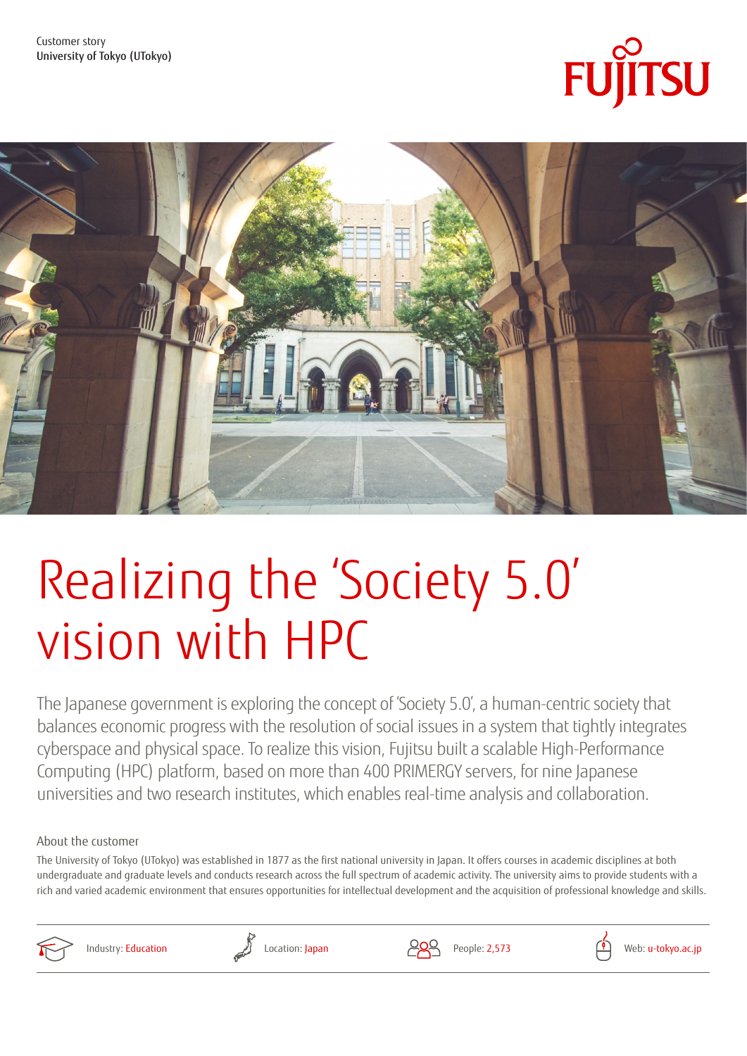Customer story
University of Tokyo (UTokyo)

# Realizing the 'Society 5.0' vision with HPC

The Japanese government is exploring the concept of 'Society 5.0', a human-centric society that balances economic progress with the resolution of social issues in a system that tightly integrates cyberspace and physical space. To realize this vision, Fujitsu built a scalable High-Performance Computing (HPC) platform, based on more than 400 PRIMERGY servers, for nine Japanese universities and two research institutes, which enables real-time analysis and collaboration.

## About the customer

The University of Tokyo (UTokyo) was established in 1877 as the first national university in Japan. It offers courses in academic disciplines at both undergraduate and graduate levels and conducts research across the full spectrum of academic activity. The university aims to provide students with a rich and varied academic environment that ensures opportunities for intellectual development and the acquisition of professional knowledge and skills.

Industry: Education | Location: Japan | People: 2,573 | Web: u-tokyo.ac.jp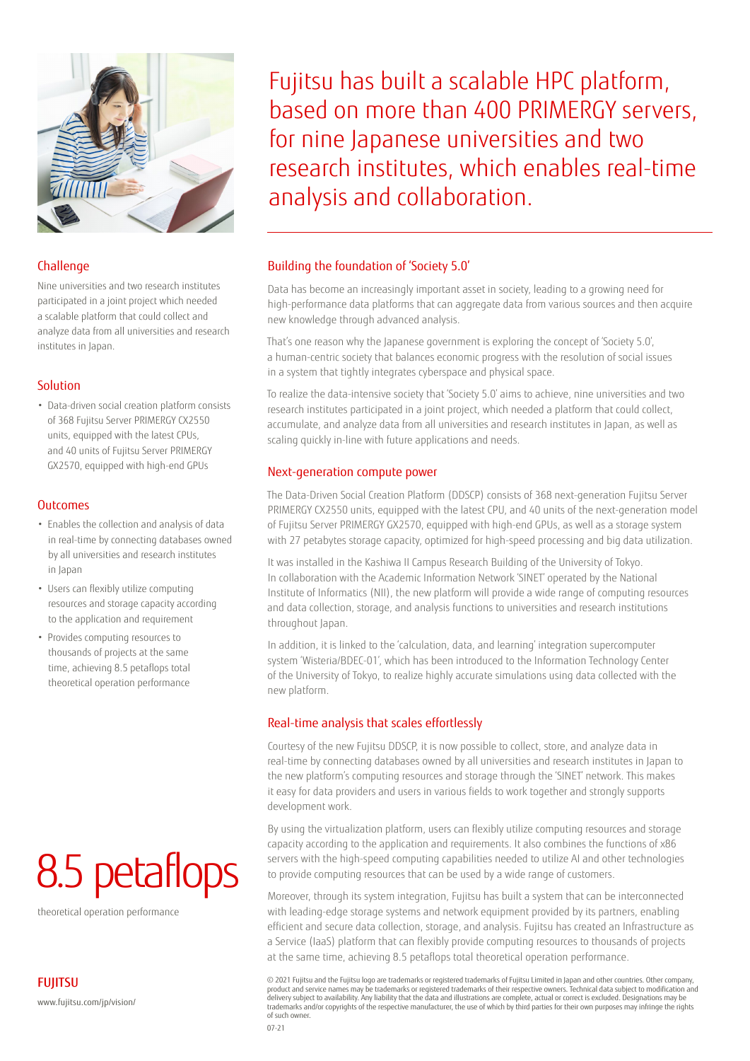# Fujitsu has built a scalable HPC platform, based on more than 400 PRIMERGY servers, for nine Japanese universities and two research institutes, which enables real-time analysis and collaboration.

## Challenge

Nine universities and two research institutes participated in a joint project which needed a scalable platform that could collect and analyze data from all universities and research institutes in Japan.

## Solution

- Data-driven social creation platform consists of 368 Fujitsu Server PRIMERGY CX2550 units, equipped with the latest CPUs, and 40 units of Fujitsu Server PRIMERGY GX2570, equipped with high-end GPUs

## Outcomes

- Enables the collection and analysis of data in real-time by connecting databases owned by all universities and research institutes in Japan
- Users can flexibly utilize computing resources and storage capacity according to the application and requirement
- Provides computing resources to thousands of projects at the same time, achieving 8.5 petaflops total theoretical operation performance

## Building the foundation of 'Society 5.0'

Data has become an increasingly important asset in society, leading to a growing need for high-performance data platforms that can aggregate data from various sources and then acquire new knowledge through advanced analysis.

That's one reason why the Japanese government is exploring the concept of 'Society 5.0', a human-centric society that balances economic progress with the resolution of social issues in a system that tightly integrates cyberspace and physical space.

To realize the data-intensive society that 'Society 5.0' aims to achieve, nine universities and two research institutes participated in a joint project, which needed a platform that could collect, accumulate, and analyze data from all universities and research institutes in Japan, as well as scaling quickly in-line with future applications and needs.

## Next-generation compute power

The Data-Driven Social Creation Platform (DDSCP) consists of 368 next-generation Fujitsu Server PRIMERGY CX2550 units, equipped with the latest CPU, and 40 units of the next-generation model of Fujitsu Server PRIMERGY GX2570, equipped with high-end GPUs, as well as a storage system with 27 petabytes storage capacity, optimized for high-speed processing and big data utilization.

It was installed in the Kashiwa II Campus Research Building of the University of Tokyo. In collaboration with the Academic Information Network 'SINET' operated by the National Institute of Informatics (NII), the new platform will provide a wide range of computing resources and data collection, storage, and analysis functions to universities and research institutions throughout Japan.

In addition, it is linked to the 'calculation, data, and learning' integration supercomputer system 'Wisteria/BDEC-01', which has been introduced to the Information Technology Center of the University of Tokyo, to realize highly accurate simulations using data collected with the new platform.

## Real-time analysis that scales effortlessly

Courtesy of the new Fujitsu DDSCP, it is now possible to collect, store, and analyze data in real-time by connecting databases owned by all universities and research institutes in Japan to the new platform's computing resources and storage through the 'SINET' network. This makes it easy for data providers and users in various fields to work together and strongly supports development work.

By using the virtualization platform, users can flexibly utilize computing resources and storage capacity according to the application and requirements. It also combines the functions of x86 servers with the high-speed computing capabilities needed to utilize AI and other technologies to provide computing resources that can be used by a wide range of customers.

Moreover, through its system integration, Fujitsu has built a system that can be interconnected with leading-edge storage systems and network equipment provided by its partners, enabling efficient and secure data collection, storage, and analysis. Fujitsu has created an Infrastructure as a Service (IaaS) platform that can flexibly provide computing resources to thousands of projects at the same time, achieving 8.5 petaflops total theoretical operation performance.

**8.5 petaflops**

theoretical operation performance

FUJITSU

www.fujitsu.com/jp/vision/

© 2021 Fujitsu and the Fujitsu logo are trademarks or registered trademarks of Fujitsu Limited in Japan and other countries. Other company, product and service names may be trademarks or registered trademarks of their respective owners. Technical data subject to modification and delivery subject to availability. Any liability that the data and illustrations are complete, actual or correct is excluded. Designations may be trademarks and/or copyrights of the respective manufacturer, the use of which by third parties for their own purposes may infringe the rights of such owner.

07-21